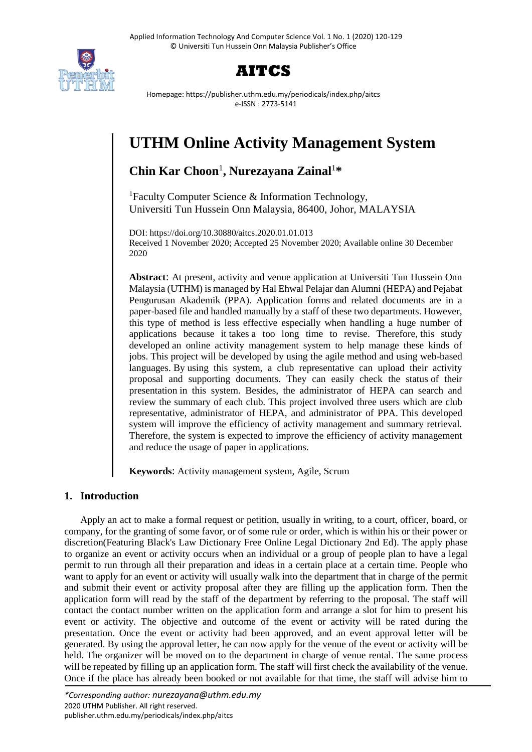# UTHM Online Activity Management System

**Chin Kar Choon**[1]**, Nurezayana Zainal**[1]*****

[1]Faculty Computer Science & Information Technology,
Universiti Tun Hussein Onn Malaysia, 86400, Johor, MALAYSIA

DOI: https://doi.org/10.30880/aitcs.2020.01.01.013
Received 1 November 2020; Accepted 25 November 2020; Available online 30 December 2020

**Abstract**: At present, activity and venue application at Universiti Tun Hussein Onn Malaysia (UTHM) is managed by Hal Ehwal Pelajar dan Alumni (HEPA) and Pejabat Pengurusan Akademik (PPA). Application forms and related documents are in a paper-based file and handled manually by a staff of these two departments. However, this type of method is less effective especially when handling a huge number of applications because it takes a too long time to revise. Therefore, this study developed an online activity management system to help manage these kinds of jobs. This project will be developed by using the agile method and using web-based languages. By using this system, a club representative can upload their activity proposal and supporting documents. They can easily check the status of their presentation in this system. Besides, the administrator of HEPA can search and review the summary of each club. This project involved three users which are club representative, administrator of HEPA, and administrator of PPA. This developed system will improve the efficiency of activity management and summary retrieval. Therefore, the system is expected to improve the efficiency of activity management and reduce the usage of paper in applications.

**Keywords**: Activity management system, Agile, Scrum

## 1. Introduction

Apply an act to make a formal request or petition, usually in writing, to a court, officer, board, or company, for the granting of some favor, or of some rule or order, which is within his or their power or discretion(Featuring Black's Law Dictionary Free Online Legal Dictionary 2nd Ed). The apply phase to organize an event or activity occurs when an individual or a group of people plan to have a legal permit to run through all their preparation and ideas in a certain place at a certain time. People who want to apply for an event or activity will usually walk into the department that in charge of the permit and submit their event or activity proposal after they are filling up the application form. Then the application form will read by the staff of the department by referring to the proposal. The staff will contact the contact number written on the application form and arrange a slot for him to present his event or activity. The objective and outcome of the event or activity will be rated during the presentation. Once the event or activity had been approved, and an event approval letter will be generated. By using the approval letter, he can now apply for the venue of the event or activity will be held. The organizer will be moved on to the department in charge of venue rental. The same process will be repeated by filling up an application form. The staff will first check the availability of the venue. Once if the place has already been booked or not available for that time, the staff will advise him to

*\*Corresponding author: nurezayana@uthm.edu.my*
2020 UTHM Publisher. All right reserved.
publisher.uthm.edu.my/periodicals/index.php/aitcs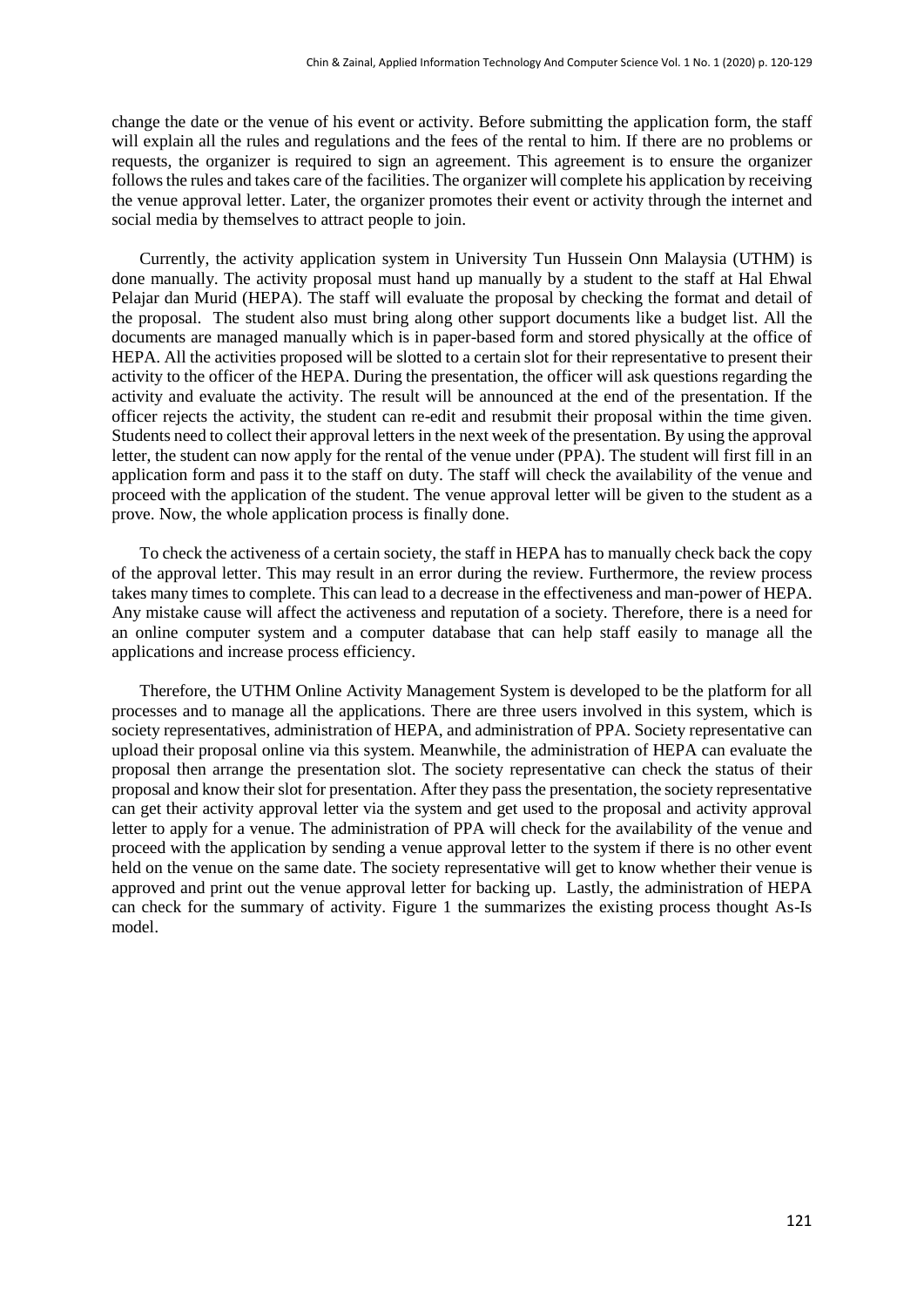change the date or the venue of his event or activity. Before submitting the application form, the staff will explain all the rules and regulations and the fees of the rental to him. If there are no problems or requests, the organizer is required to sign an agreement. This agreement is to ensure the organizer follows the rules and takes care of the facilities. The organizer will complete his application by receiving the venue approval letter. Later, the organizer promotes their event or activity through the internet and social media by themselves to attract people to join.

Currently, the activity application system in University Tun Hussein Onn Malaysia (UTHM) is done manually. The activity proposal must hand up manually by a student to the staff at Hal Ehwal Pelajar dan Murid (HEPA). The staff will evaluate the proposal by checking the format and detail of the proposal. The student also must bring along other support documents like a budget list. All the documents are managed manually which is in paper-based form and stored physically at the office of HEPA. All the activities proposed will be slotted to a certain slot for their representative to present their activity to the officer of the HEPA. During the presentation, the officer will ask questions regarding the activity and evaluate the activity. The result will be announced at the end of the presentation. If the officer rejects the activity, the student can re-edit and resubmit their proposal within the time given. Students need to collect their approval letters in the next week of the presentation. By using the approval letter, the student can now apply for the rental of the venue under (PPA). The student will first fill in an application form and pass it to the staff on duty. The staff will check the availability of the venue and proceed with the application of the student. The venue approval letter will be given to the student as a prove. Now, the whole application process is finally done.

To check the activeness of a certain society, the staff in HEPA has to manually check back the copy of the approval letter. This may result in an error during the review. Furthermore, the review process takes many times to complete. This can lead to a decrease in the effectiveness and man-power of HEPA. Any mistake cause will affect the activeness and reputation of a society. Therefore, there is a need for an online computer system and a computer database that can help staff easily to manage all the applications and increase process efficiency.

Therefore, the UTHM Online Activity Management System is developed to be the platform for all processes and to manage all the applications. There are three users involved in this system, which is society representatives, administration of HEPA, and administration of PPA. Society representative can upload their proposal online via this system. Meanwhile, the administration of HEPA can evaluate the proposal then arrange the presentation slot. The society representative can check the status of their proposal and know their slot for presentation. After they pass the presentation, the society representative can get their activity approval letter via the system and get used to the proposal and activity approval letter to apply for a venue. The administration of PPA will check for the availability of the venue and proceed with the application by sending a venue approval letter to the system if there is no other event held on the venue on the same date. The society representative will get to know whether their venue is approved and print out the venue approval letter for backing up. Lastly, the administration of HEPA can check for the summary of activity. Figure 1 the summarizes the existing process thought As-Is model.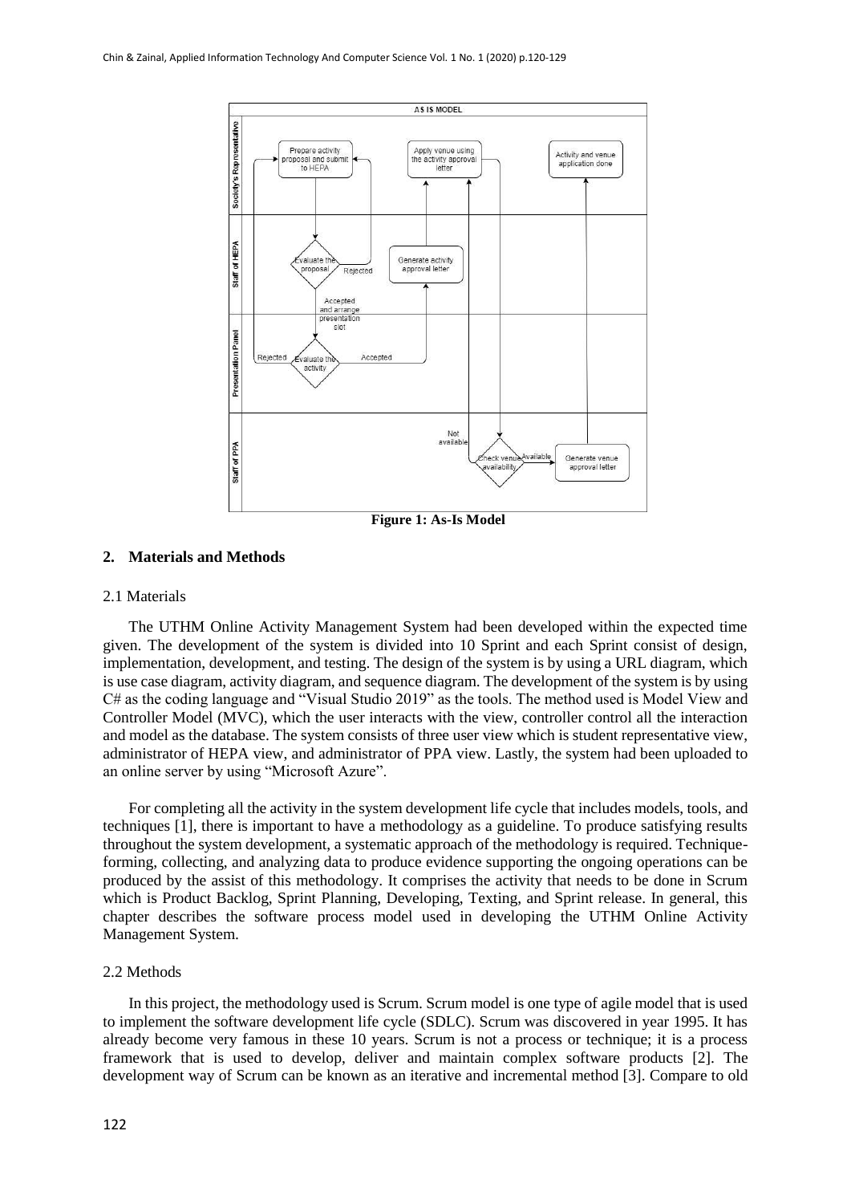**Figure 1: As-Is Model**

## 2. Materials and Methods

### 2.1 Materials

The UTHM Online Activity Management System had been developed within the expected time given. The development of the system is divided into 10 Sprint and each Sprint consist of design, implementation, development, and testing. The design of the system is by using a URL diagram, which is use case diagram, activity diagram, and sequence diagram. The development of the system is by using C# as the coding language and "Visual Studio 2019" as the tools. The method used is Model View and Controller Model (MVC), which the user interacts with the view, controller control all the interaction and model as the database. The system consists of three user view which is student representative view, administrator of HEPA view, and administrator of PPA view. Lastly, the system had been uploaded to an online server by using "Microsoft Azure".

For completing all the activity in the system development life cycle that includes models, tools, and techniques [1], there is important to have a methodology as a guideline. To produce satisfying results throughout the system development, a systematic approach of the methodology is required. Technique-forming, collecting, and analyzing data to produce evidence supporting the ongoing operations can be produced by the assist of this methodology. It comprises the activity that needs to be done in Scrum which is Product Backlog, Sprint Planning, Developing, Texting, and Sprint release. In general, this chapter describes the software process model used in developing the UTHM Online Activity Management System.

### 2.2 Methods

In this project, the methodology used is Scrum. Scrum model is one type of agile model that is used to implement the software development life cycle (SDLC). Scrum was discovered in year 1995. It has already become very famous in these 10 years. Scrum is not a process or technique; it is a process framework that is used to develop, deliver and maintain complex software products [2]. The development way of Scrum can be known as an iterative and incremental method [3]. Compare to old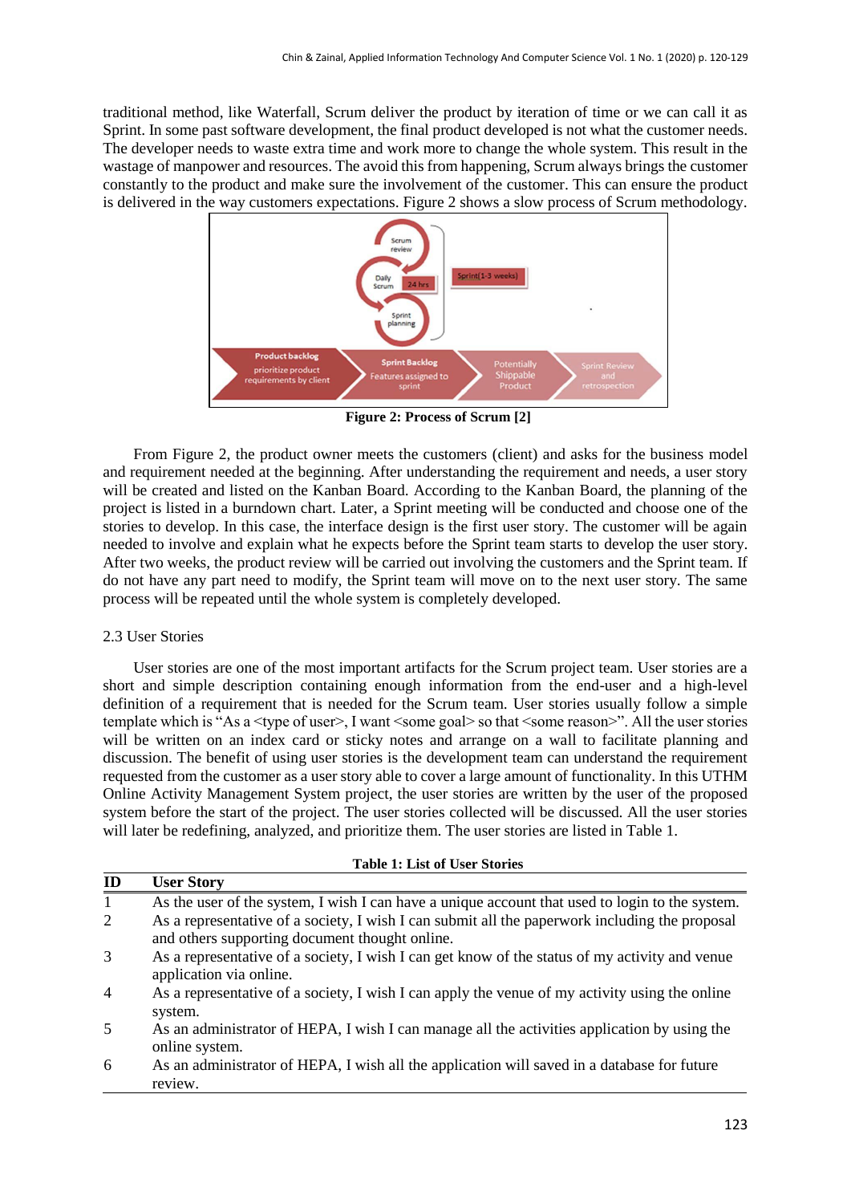traditional method, like Waterfall, Scrum deliver the product by iteration of time or we can call it as Sprint. In some past software development, the final product developed is not what the customer needs. The developer needs to waste extra time and work more to change the whole system. This result in the wastage of manpower and resources. The avoid this from happening, Scrum always brings the customer constantly to the product and make sure the involvement of the customer. This can ensure the product is delivered in the way customers expectations. Figure 2 shows a slow process of Scrum methodology.

**Figure 2: Process of Scrum [2]**

From Figure 2, the product owner meets the customers (client) and asks for the business model and requirement needed at the beginning. After understanding the requirement and needs, a user story will be created and listed on the Kanban Board. According to the Kanban Board, the planning of the project is listed in a burndown chart. Later, a Sprint meeting will be conducted and choose one of the stories to develop. In this case, the interface design is the first user story. The customer will be again needed to involve and explain what he expects before the Sprint team starts to develop the user story. After two weeks, the product review will be carried out involving the customers and the Sprint team. If do not have any part need to modify, the Sprint team will move on to the next user story. The same process will be repeated until the whole system is completely developed.

## 2.3 User Stories

User stories are one of the most important artifacts for the Scrum project team. User stories are a short and simple description containing enough information from the end-user and a high-level definition of a requirement that is needed for the Scrum team. User stories usually follow a simple template which is "As a <type of user>, I want <some goal> so that <some reason>". All the user stories will be written on an index card or sticky notes and arrange on a wall to facilitate planning and discussion. The benefit of using user stories is the development team can understand the requirement requested from the customer as a user story able to cover a large amount of functionality. In this UTHM Online Activity Management System project, the user stories are written by the user of the proposed system before the start of the project. The user stories collected will be discussed. All the user stories will later be redefining, analyzed, and prioritize them. The user stories are listed in Table 1.

**Table 1: List of User Stories**

| ID | User Story |
|---|---|
| 1 | As the user of the system, I wish I can have a unique account that used to login to the system. |
| 2 | As a representative of a society, I wish I can submit all the paperwork including the proposal and others supporting document thought online. |
| 3 | As a representative of a society, I wish I can get know of the status of my activity and venue application via online. |
| 4 | As a representative of a society, I wish I can apply the venue of my activity using the online system. |
| 5 | As an administrator of HEPA, I wish I can manage all the activities application by using the online system. |
| 6 | As an administrator of HEPA, I wish all the application will saved in a database for future review. |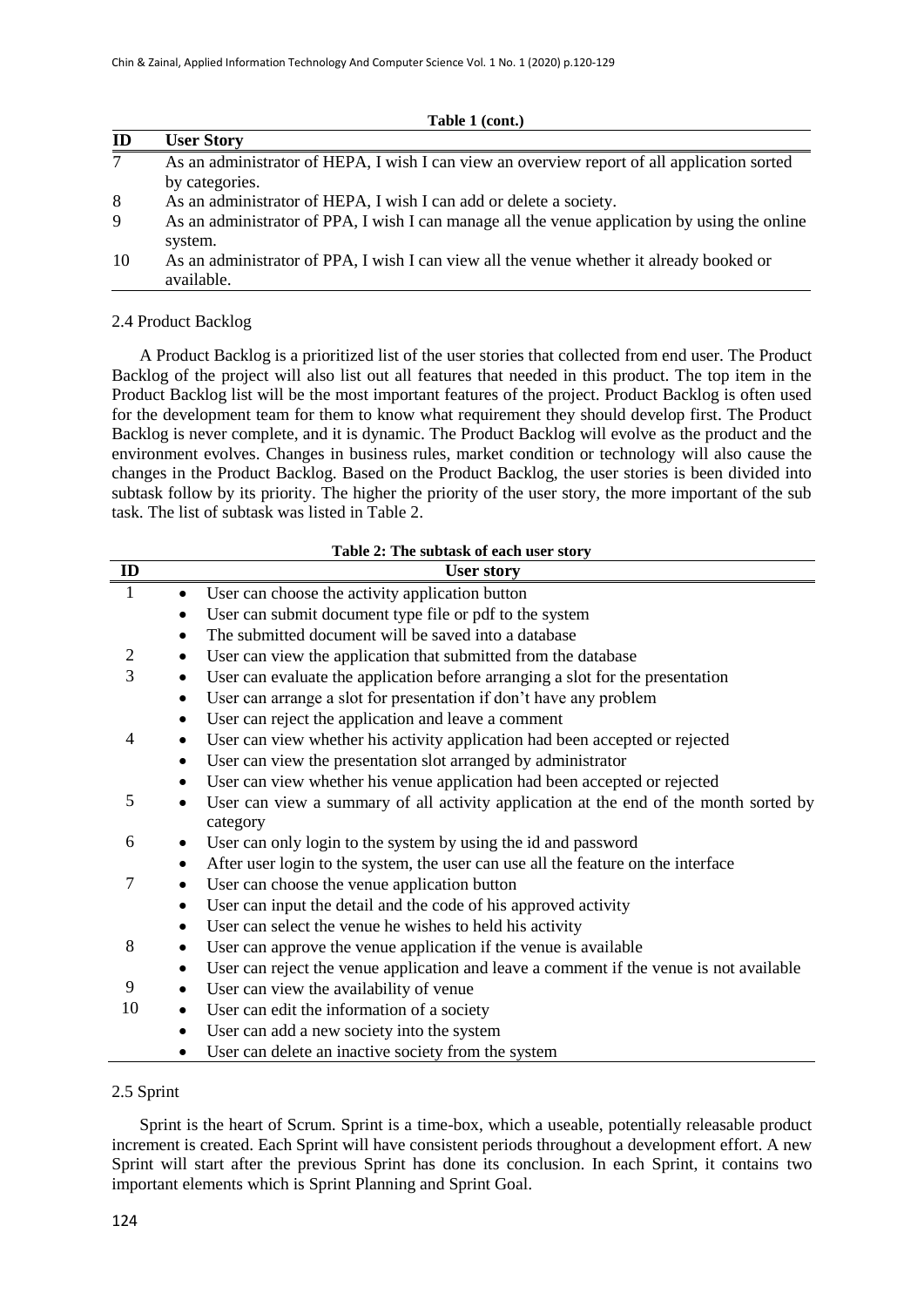**Table 1 (cont.)**

| ID | User Story |
| --- | --- |
| 7 | As an administrator of HEPA, I wish I can view an overview report of all application sorted by categories. |
| 8 | As an administrator of HEPA, I wish I can add or delete a society. |
| 9 | As an administrator of PPA, I wish I can manage all the venue application by using the online system. |
| 10 | As an administrator of PPA, I wish I can view all the venue whether it already booked or available. |

2.4 Product Backlog

A Product Backlog is a prioritized list of the user stories that collected from end user. The Product Backlog of the project will also list out all features that needed in this product. The top item in the Product Backlog list will be the most important features of the project. Product Backlog is often used for the development team for them to know what requirement they should develop first. The Product Backlog is never complete, and it is dynamic. The Product Backlog will evolve as the product and the environment evolves. Changes in business rules, market condition or technology will also cause the changes in the Product Backlog. Based on the Product Backlog, the user stories is been divided into subtask follow by its priority. The higher the priority of the user story, the more important of the sub task. The list of subtask was listed in Table 2.

**Table 2: The subtask of each user story**

| ID | User story |
| --- | --- |
| 1 | • User can choose the activity application button<br>• User can submit document type file or pdf to the system<br>• The submitted document will be saved into a database |
| 2 | • User can view the application that submitted from the database |
| 3 | • User can evaluate the application before arranging a slot for the presentation<br>• User can arrange a slot for presentation if don't have any problem<br>• User can reject the application and leave a comment |
| 4 | • User can view whether his activity application had been accepted or rejected<br>• User can view the presentation slot arranged by administrator<br>• User can view whether his venue application had been accepted or rejected |
| 5 | • User can view a summary of all activity application at the end of the month sorted by category |
| 6 | • User can only login to the system by using the id and password<br>• After user login to the system, the user can use all the feature on the interface |
| 7 | • User can choose the venue application button<br>• User can input the detail and the code of his approved activity<br>• User can select the venue he wishes to held his activity |
| 8 | • User can approve the venue application if the venue is available<br>• User can reject the venue application and leave a comment if the venue is not available |
| 9 | • User can view the availability of venue |
| 10 | • User can edit the information of a society<br>• User can add a new society into the system<br>• User can delete an inactive society from the system |

2.5 Sprint

Sprint is the heart of Scrum. Sprint is a time-box, which a useable, potentially releasable product increment is created. Each Sprint will have consistent periods throughout a development effort. A new Sprint will start after the previous Sprint has done its conclusion. In each Sprint, it contains two important elements which is Sprint Planning and Sprint Goal.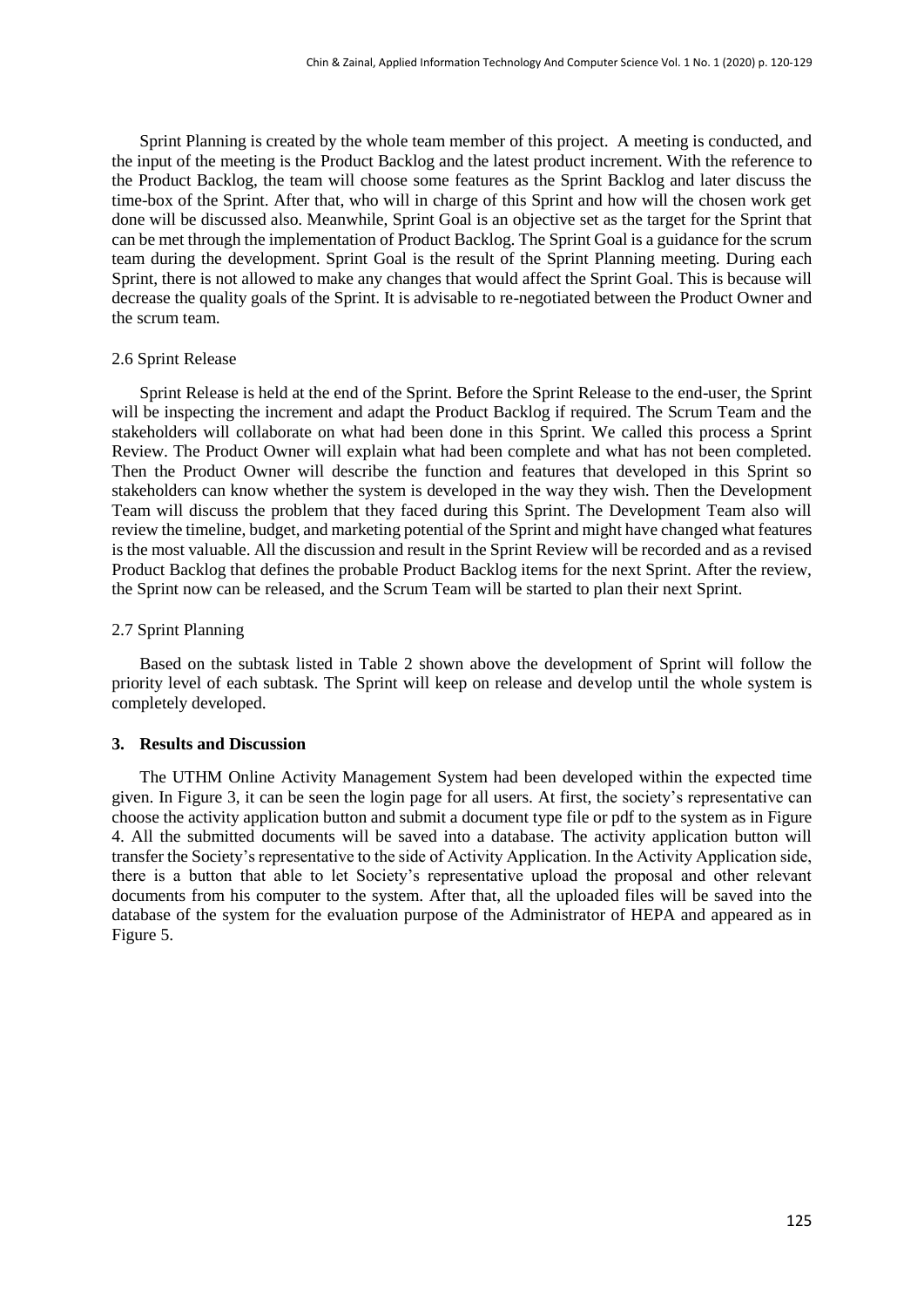Sprint Planning is created by the whole team member of this project. A meeting is conducted, and the input of the meeting is the Product Backlog and the latest product increment. With the reference to the Product Backlog, the team will choose some features as the Sprint Backlog and later discuss the time-box of the Sprint. After that, who will in charge of this Sprint and how will the chosen work get done will be discussed also. Meanwhile, Sprint Goal is an objective set as the target for the Sprint that can be met through the implementation of Product Backlog. The Sprint Goal is a guidance for the scrum team during the development. Sprint Goal is the result of the Sprint Planning meeting. During each Sprint, there is not allowed to make any changes that would affect the Sprint Goal. This is because will decrease the quality goals of the Sprint. It is advisable to re-negotiated between the Product Owner and the scrum team.

### 2.6 Sprint Release

Sprint Release is held at the end of the Sprint. Before the Sprint Release to the end-user, the Sprint will be inspecting the increment and adapt the Product Backlog if required. The Scrum Team and the stakeholders will collaborate on what had been done in this Sprint. We called this process a Sprint Review. The Product Owner will explain what had been complete and what has not been completed. Then the Product Owner will describe the function and features that developed in this Sprint so stakeholders can know whether the system is developed in the way they wish. Then the Development Team will discuss the problem that they faced during this Sprint. The Development Team also will review the timeline, budget, and marketing potential of the Sprint and might have changed what features is the most valuable. All the discussion and result in the Sprint Review will be recorded and as a revised Product Backlog that defines the probable Product Backlog items for the next Sprint. After the review, the Sprint now can be released, and the Scrum Team will be started to plan their next Sprint.

### 2.7 Sprint Planning

Based on the subtask listed in Table 2 shown above the development of Sprint will follow the priority level of each subtask. The Sprint will keep on release and develop until the whole system is completely developed.

## 3. Results and Discussion

The UTHM Online Activity Management System had been developed within the expected time given. In Figure 3, it can be seen the login page for all users. At first, the society's representative can choose the activity application button and submit a document type file or pdf to the system as in Figure 4. All the submitted documents will be saved into a database. The activity application button will transfer the Society's representative to the side of Activity Application. In the Activity Application side, there is a button that able to let Society's representative upload the proposal and other relevant documents from his computer to the system. After that, all the uploaded files will be saved into the database of the system for the evaluation purpose of the Administrator of HEPA and appeared as in Figure 5.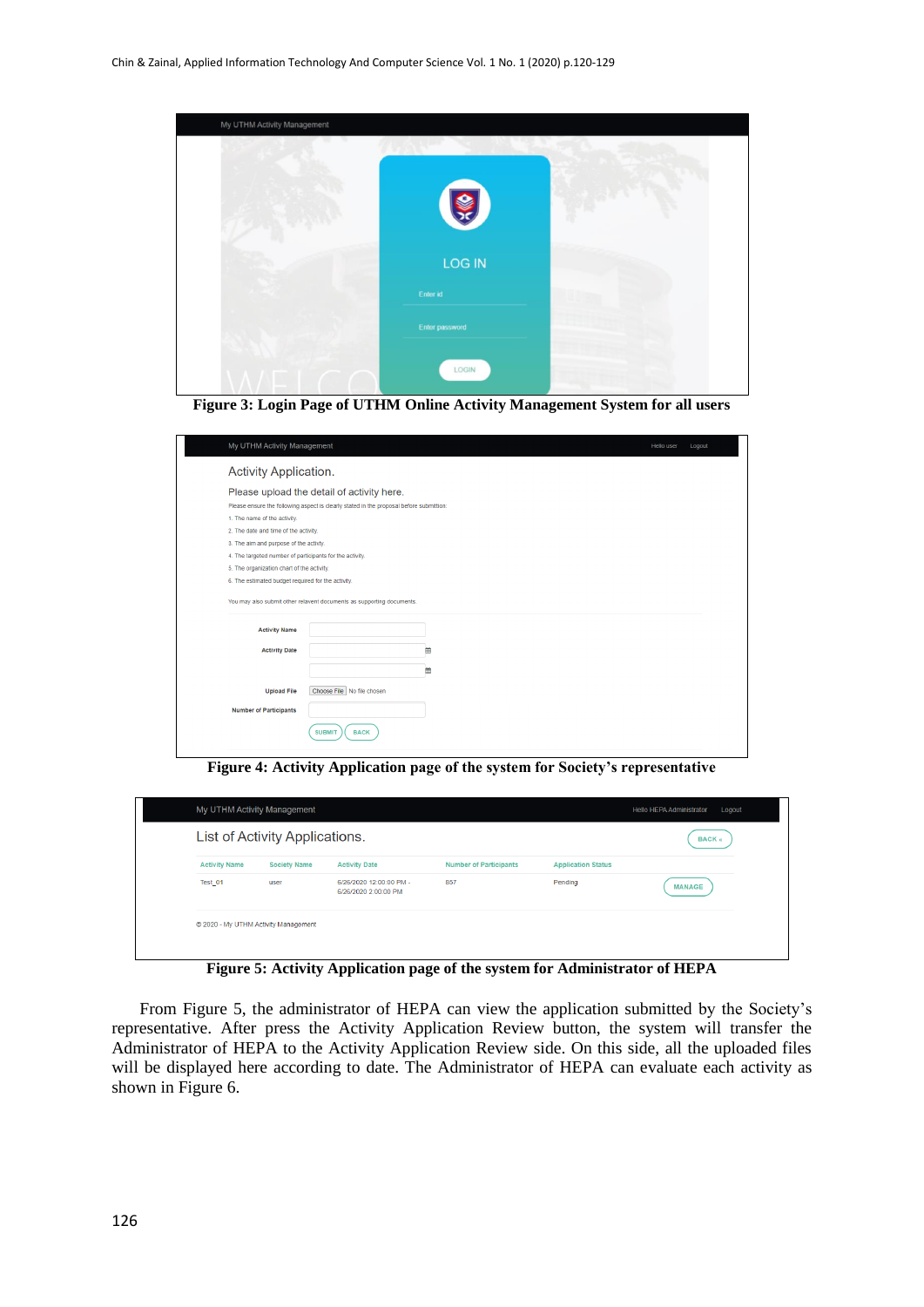Figure 3: Login Page of UTHM Online Activity Management System for all users

Figure 4: Activity Application page of the system for Society's representative

Figure 5: Activity Application page of the system for Administrator of HEPA

From Figure 5, the administrator of HEPA can view the application submitted by the Society's representative. After press the Activity Application Review button, the system will transfer the Administrator of HEPA to the Activity Application Review side. On this side, all the uploaded files will be displayed here according to date. The Administrator of HEPA can evaluate each activity as shown in Figure 6.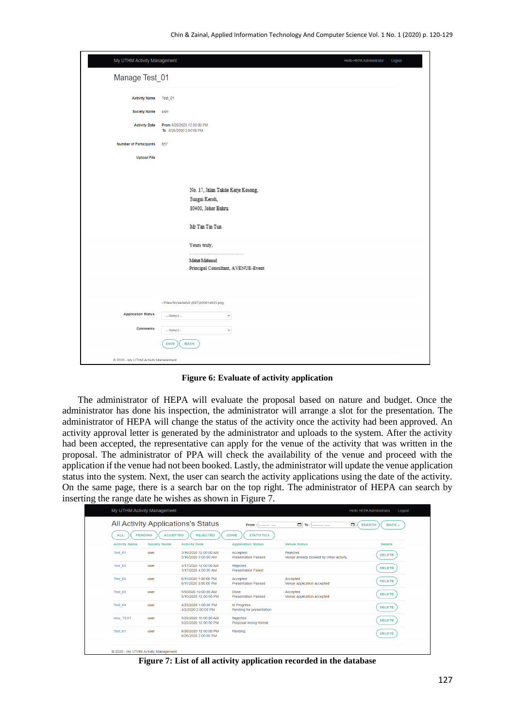**Figure 6: Evaluate of activity application**

The administrator of HEPA will evaluate the proposal based on nature and budget. Once the administrator has done his inspection, the administrator will arrange a slot for the presentation. The administrator of HEPA will change the status of the activity once the activity had been approved. An activity approval letter is generated by the administrator and uploads to the system. After the activity had been accepted, the representative can apply for the venue of the activity that was written in the proposal. The administrator of PPA will check the availability of the venue and proceed with the application if the venue had not been booked. Lastly, the administrator will update the venue application status into the system. Next, the user can search the activity applications using the date of the activity. On the same page, there is a search bar on the top right. The administrator of HEPA can search by inserting the range date he wishes as shown in Figure 7.

**Figure 7: List of all activity application recorded in the database**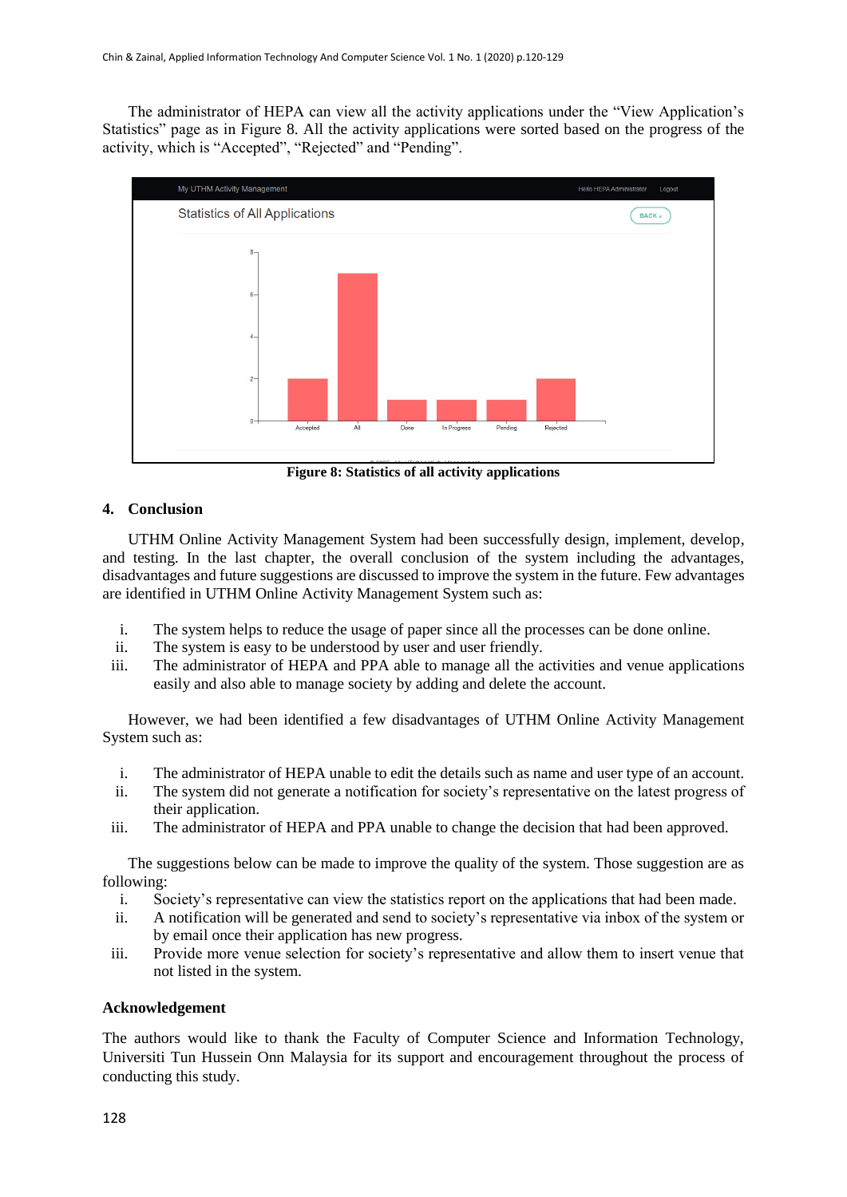The administrator of HEPA can view all the activity applications under the "View Application's Statistics" page as in Figure 8. All the activity applications were sorted based on the progress of the activity, which is "Accepted", "Rejected" and "Pending".

**Figure 8: Statistics of all activity applications**

## 4. Conclusion

UTHM Online Activity Management System had been successfully design, implement, develop, and testing. In the last chapter, the overall conclusion of the system including the advantages, disadvantages and future suggestions are discussed to improve the system in the future. Few advantages are identified in UTHM Online Activity Management System such as:

i. The system helps to reduce the usage of paper since all the processes can be done online.
ii. The system is easy to be understood by user and user friendly.
iii. The administrator of HEPA and PPA able to manage all the activities and venue applications easily and also able to manage society by adding and delete the account.

However, we had been identified a few disadvantages of UTHM Online Activity Management System such as:

i. The administrator of HEPA unable to edit the details such as name and user type of an account.
ii. The system did not generate a notification for society's representative on the latest progress of their application.
iii. The administrator of HEPA and PPA unable to change the decision that had been approved.

The suggestions below can be made to improve the quality of the system. Those suggestion are as following:

i. Society's representative can view the statistics report on the applications that had been made.
ii. A notification will be generated and send to society's representative via inbox of the system or by email once their application has new progress.
iii. Provide more venue selection for society's representative and allow them to insert venue that not listed in the system.

## Acknowledgement

The authors would like to thank the Faculty of Computer Science and Information Technology, Universiti Tun Hussein Onn Malaysia for its support and encouragement throughout the process of conducting this study.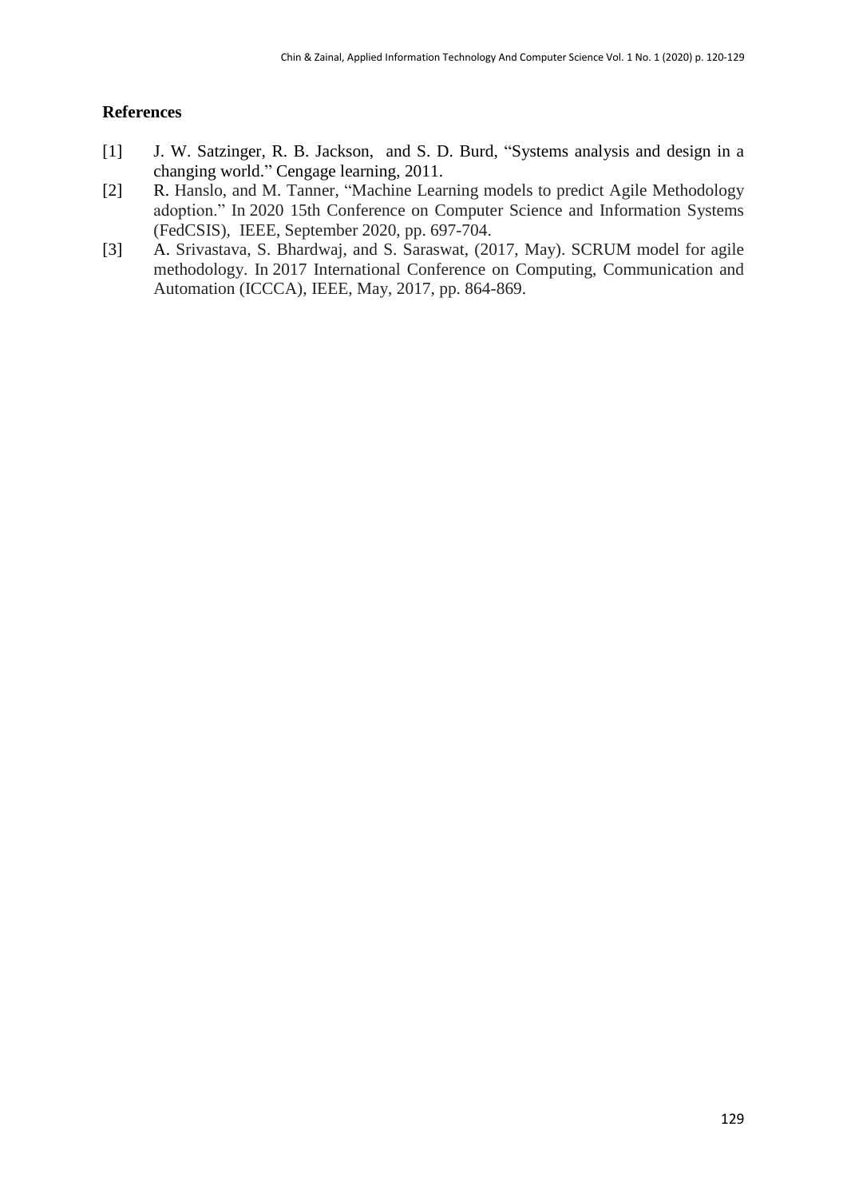## References

[1] J. W. Satzinger, R. B. Jackson, and S. D. Burd, "Systems analysis and design in a changing world." Cengage learning, 2011.

[2] R. Hanslo, and M. Tanner, "Machine Learning models to predict Agile Methodology adoption." In 2020 15th Conference on Computer Science and Information Systems (FedCSIS), IEEE, September 2020, pp. 697-704.

[3] A. Srivastava, S. Bhardwaj, and S. Saraswat, (2017, May). SCRUM model for agile methodology. In 2017 International Conference on Computing, Communication and Automation (ICCCA), IEEE, May, 2017, pp. 864-869.